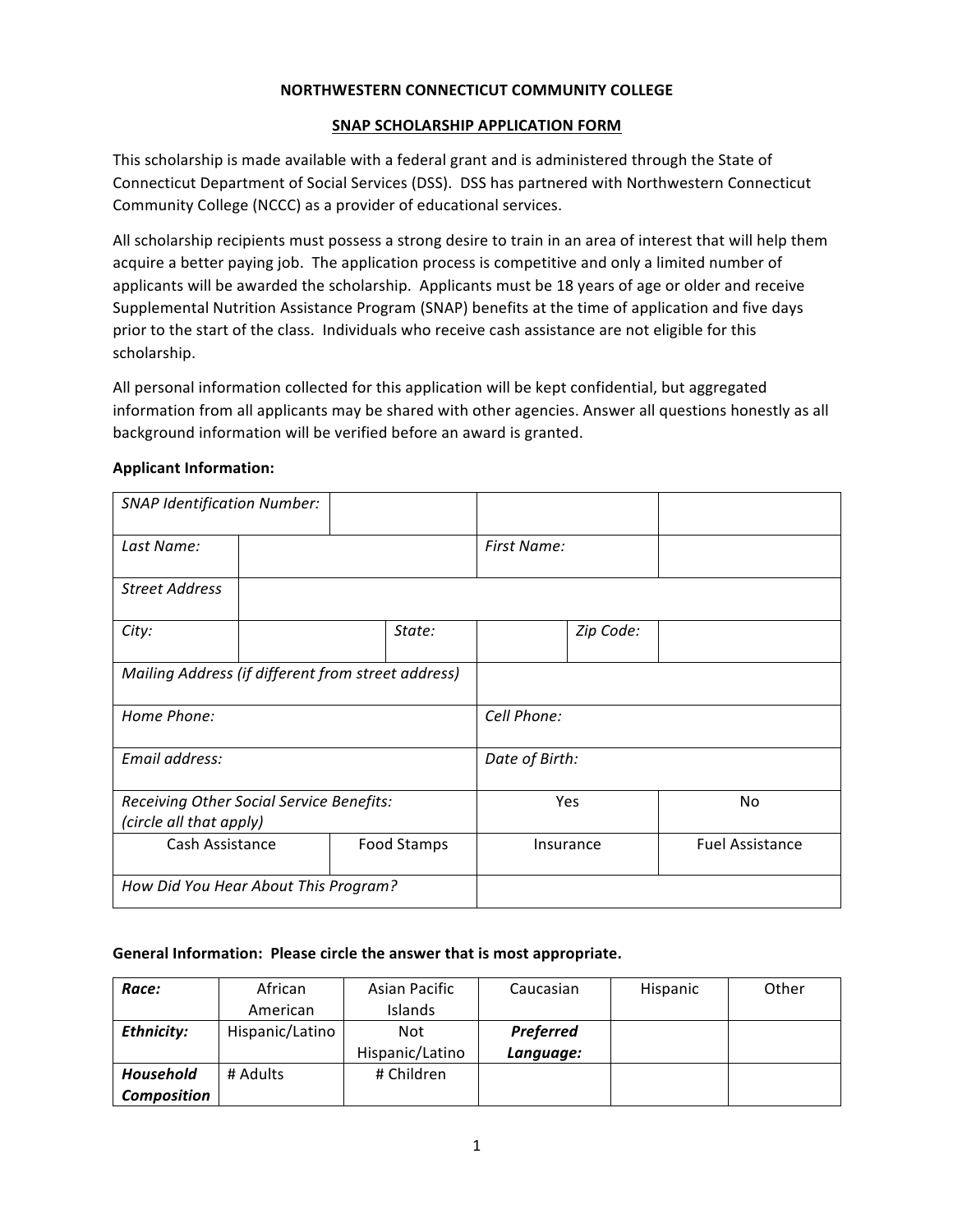**NORTHWESTERN CONNECTICUT COMMUNITY COLLEGE**

**SNAP SCHOLARSHIP APPLICATION FORM**

This scholarship is made available with a federal grant and is administered through the State of Connecticut Department of Social Services (DSS). DSS has partnered with Northwestern Connecticut Community College (NCCC) as a provider of educational services.

All scholarship recipients must possess a strong desire to train in an area of interest that will help them acquire a better paying job. The application process is competitive and only a limited number of applicants will be awarded the scholarship. Applicants must be 18 years of age or older and receive Supplemental Nutrition Assistance Program (SNAP) benefits at the time of application and five days prior to the start of the class. Individuals who receive cash assistance are not eligible for this scholarship.

All personal information collected for this application will be kept confidential, but aggregated information from all applicants may be shared with other agencies. Answer all questions honestly as all background information will be verified before an award is granted.

**Applicant Information:**

| | | | |
|---|---|---|---|
| *SNAP Identification Number:* | | | |
| *Last Name:* | | *First Name:* | |
| *Street Address* | | | |
| *City:* | *State:* | | *Zip Code:* |
| *Mailing Address (if different from street address)* | | | |
| *Home Phone:* | | *Cell Phone:* | |
| *Email address:* | | *Date of Birth:* | |
| *Receiving Other Social Service Benefits: (circle all that apply)* | | Yes | No |
| Cash Assistance | Food Stamps | Insurance | Fuel Assistance |
| *How Did You Hear About This Program?* | | | |

**General Information: Please circle the answer that is most appropriate.**

| | | | | | |
|---|---|---|---|---|---|
| ***Race:*** | African American | Asian Pacific Islands | Caucasian | Hispanic | Other |
| ***Ethnicity:*** | Hispanic/Latino | Not Hispanic/Latino | ***Preferred Language:*** | | |
| ***Household Composition*** | # Adults | # Children | | | |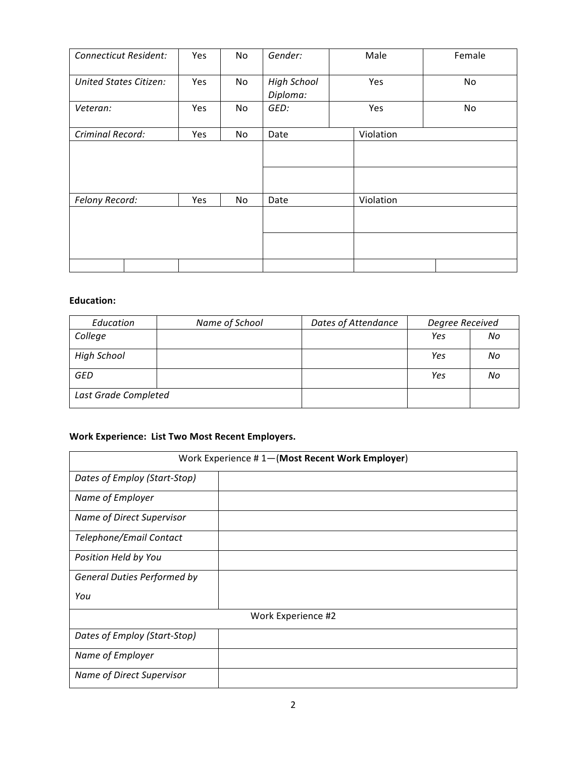| *Connecticut Resident:* | Yes | No | *Gender:* | Male | Female |
|---|---|---|---|---|---|
| *United States Citizen:* | Yes | No | *High School Diploma:* | Yes | No |
| *Veteran:* | Yes | No | *GED:* | Yes | No |
| *Criminal Record:* | Yes | No | Date | Violation | |
| | | | | | |
| | | | | | |
| *Felony Record:* | Yes | No | Date | Violation | |
| | | | | | |
| | | | | | |
| | | | | | |

**Education:**

| *Education* | *Name of School* | *Dates of Attendance* | *Degree Received* | |
|---|---|---|---|---|
| *College* | | | *Yes* | *No* |
| *High School* | | | *Yes* | *No* |
| *GED* | | | *Yes* | *No* |
| *Last Grade Completed* | | | | |

**Work Experience: List Two Most Recent Employers.**

| Work Experience # 1—(**Most Recent Work Employer**) | |
|---|---|
| *Dates of Employ (Start-Stop)* | |
| *Name of Employer* | |
| *Name of Direct Supervisor* | |
| *Telephone/Email Contact* | |
| *Position Held by You* | |
| *General Duties Performed by You* | |
| Work Experience #2 | |
| *Dates of Employ (Start-Stop)* | |
| *Name of Employer* | |
| *Name of Direct Supervisor* | |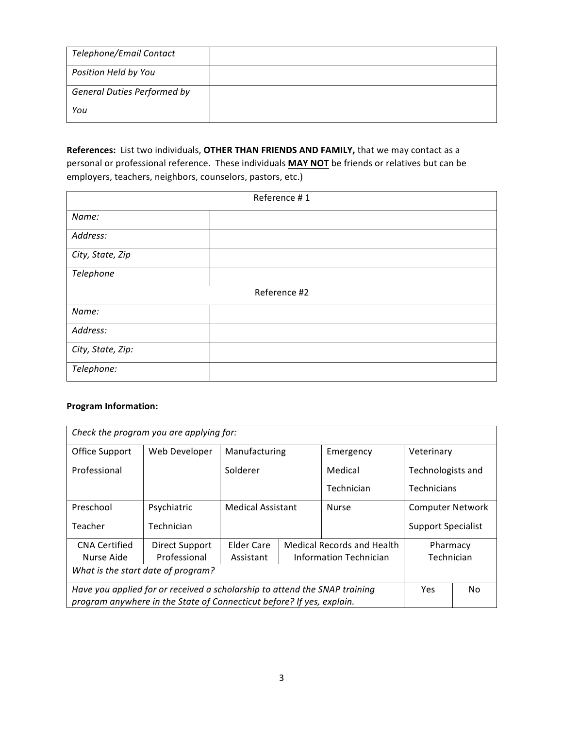| *Telephone/Email Contact* | |
|---|---|
| *Position Held by You* | |
| *General Duties Performed by You* | |

**References:** List two individuals, **OTHER THAN FRIENDS AND FAMILY,** that we may contact as a personal or professional reference. These individuals **MAY NOT** be friends or relatives but can be employers, teachers, neighbors, counselors, pastors, etc.)

| Reference # 1 | |
|---|---|
| *Name:* | |
| *Address:* | |
| *City, State, Zip* | |
| *Telephone* | |
| Reference #2 | |
| *Name:* | |
| *Address:* | |
| *City, State, Zip:* | |
| *Telephone:* | |

**Program Information:**

| *Check the program you are applying for:* | | | | |
|---|---|---|---|---|
| Office Support Professional | Web Developer | Manufacturing Solderer | Emergency Medical Technician | Veterinary Technologists and Technicians |
| Preschool Teacher | Psychiatric Technician | Medical Assistant | Nurse | Computer Network Support Specialist |
| CNA Certified Nurse Aide | Direct Support Professional | Elder Care Assistant | Medical Records and Health Information Technician | Pharmacy Technician |
| *What is the start date of program?* | | | | |
| *Have you applied for or received a scholarship to attend the SNAP training program anywhere in the State of Connecticut before? If yes, explain.* | | | Yes | No |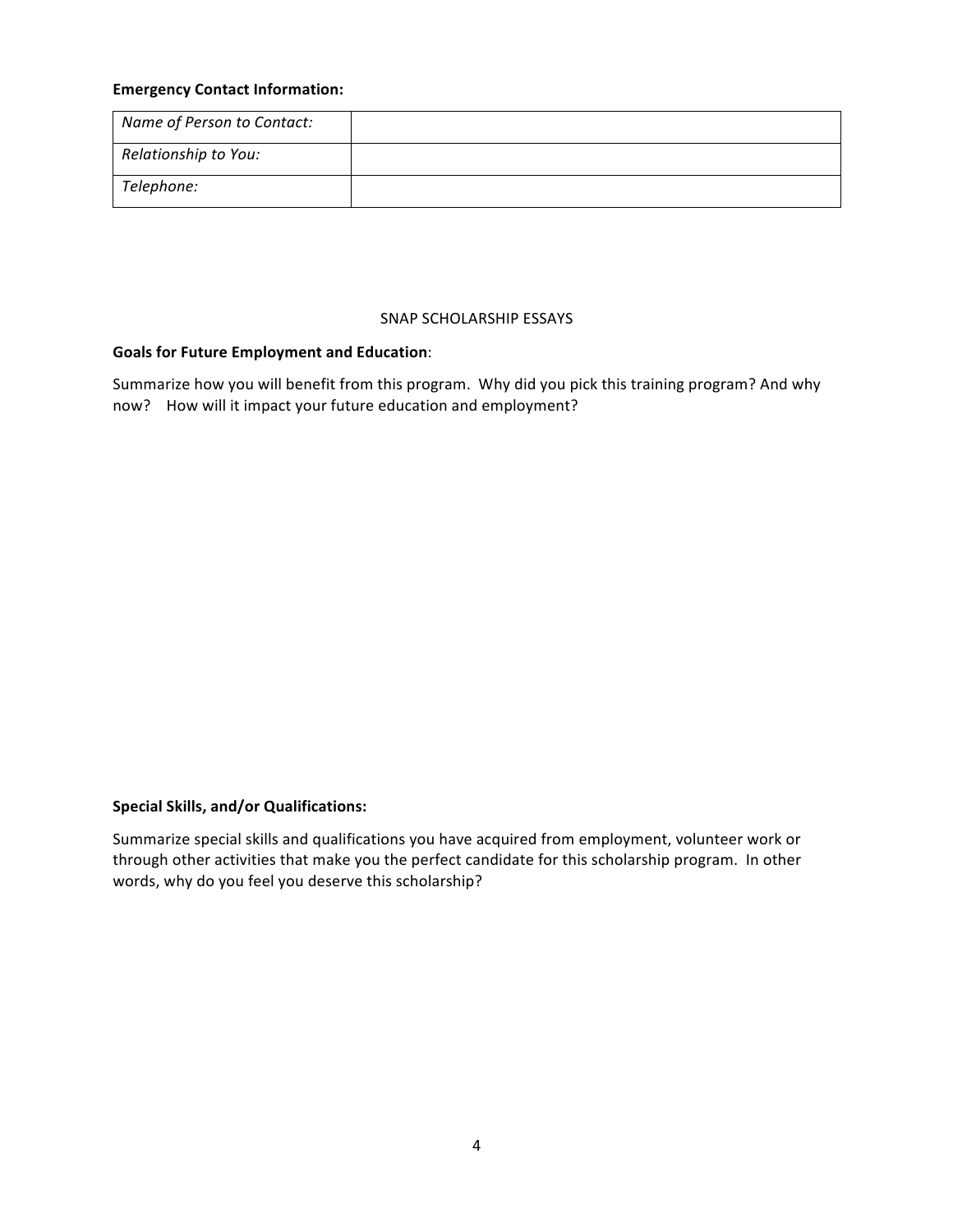**Emergency Contact Information:**

| *Name of Person to Contact:* | |
|---|---|
| *Relationship to You:* | |
| *Telephone:* | |

SNAP SCHOLARSHIP ESSAYS

**Goals for Future Employment and Education**:

Summarize how you will benefit from this program. Why did you pick this training program? And why now? How will it impact your future education and employment?

**Special Skills, and/or Qualifications:**

Summarize special skills and qualifications you have acquired from employment, volunteer work or through other activities that make you the perfect candidate for this scholarship program. In other words, why do you feel you deserve this scholarship?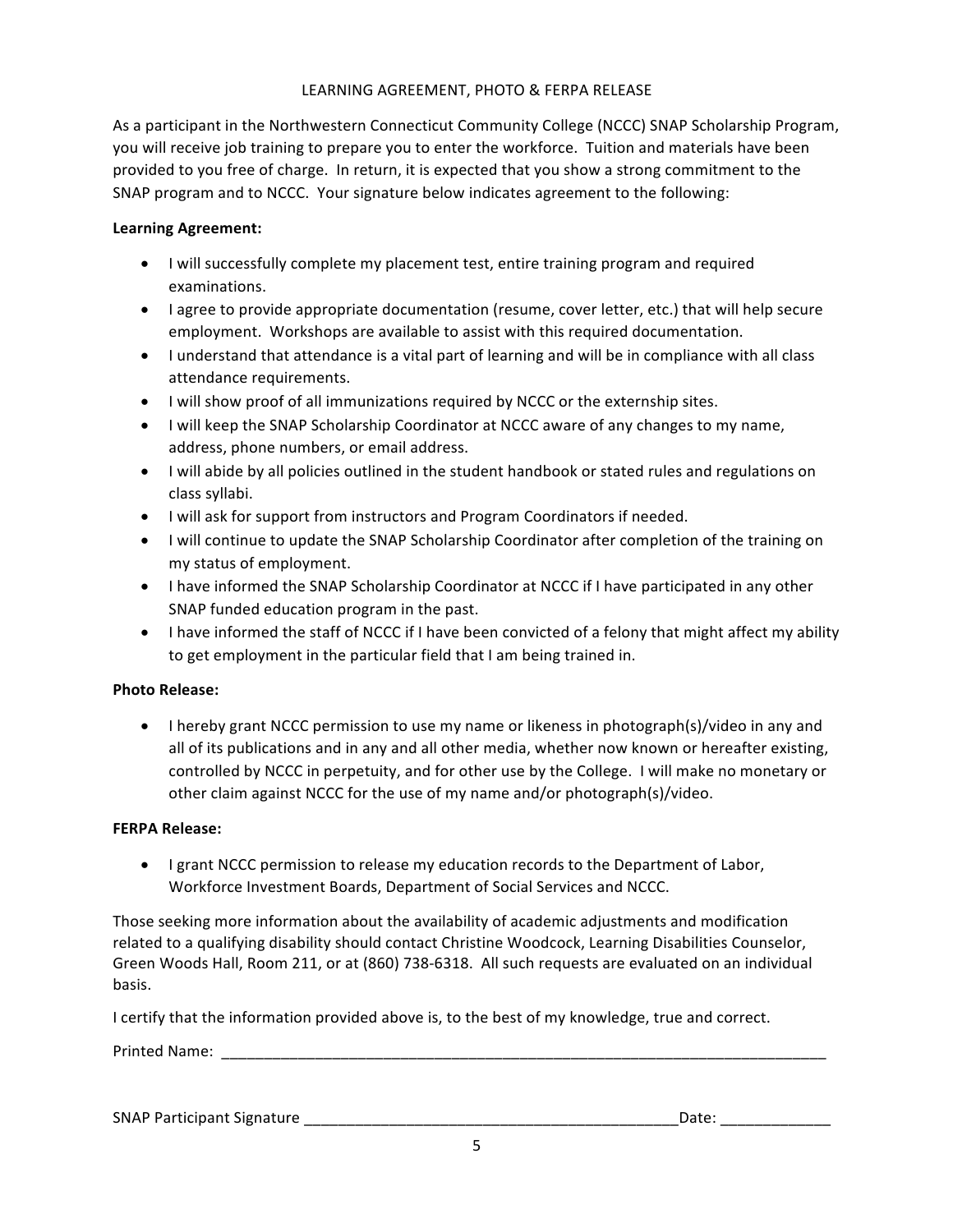# LEARNING AGREEMENT, PHOTO & FERPA RELEASE

As a participant in the Northwestern Connecticut Community College (NCCC) SNAP Scholarship Program, you will receive job training to prepare you to enter the workforce. Tuition and materials have been provided to you free of charge. In return, it is expected that you show a strong commitment to the SNAP program and to NCCC. Your signature below indicates agreement to the following:

**Learning Agreement:**

- I will successfully complete my placement test, entire training program and required examinations.
- I agree to provide appropriate documentation (resume, cover letter, etc.) that will help secure employment. Workshops are available to assist with this required documentation.
- I understand that attendance is a vital part of learning and will be in compliance with all class attendance requirements.
- I will show proof of all immunizations required by NCCC or the externship sites.
- I will keep the SNAP Scholarship Coordinator at NCCC aware of any changes to my name, address, phone numbers, or email address.
- I will abide by all policies outlined in the student handbook or stated rules and regulations on class syllabi.
- I will ask for support from instructors and Program Coordinators if needed.
- I will continue to update the SNAP Scholarship Coordinator after completion of the training on my status of employment.
- I have informed the SNAP Scholarship Coordinator at NCCC if I have participated in any other SNAP funded education program in the past.
- I have informed the staff of NCCC if I have been convicted of a felony that might affect my ability to get employment in the particular field that I am being trained in.

**Photo Release:**

- I hereby grant NCCC permission to use my name or likeness in photograph(s)/video in any and all of its publications and in any and all other media, whether now known or hereafter existing, controlled by NCCC in perpetuity, and for other use by the College. I will make no monetary or other claim against NCCC for the use of my name and/or photograph(s)/video.

**FERPA Release:**

- I grant NCCC permission to release my education records to the Department of Labor, Workforce Investment Boards, Department of Social Services and NCCC.

Those seeking more information about the availability of academic adjustments and modification related to a qualifying disability should contact Christine Woodcock, Learning Disabilities Counselor, Green Woods Hall, Room 211, or at (860) 738-6318. All such requests are evaluated on an individual basis.

I certify that the information provided above is, to the best of my knowledge, true and correct.

Printed Name: ______________________________________________________________

SNAP Participant Signature ____________________________________________Date: ____________